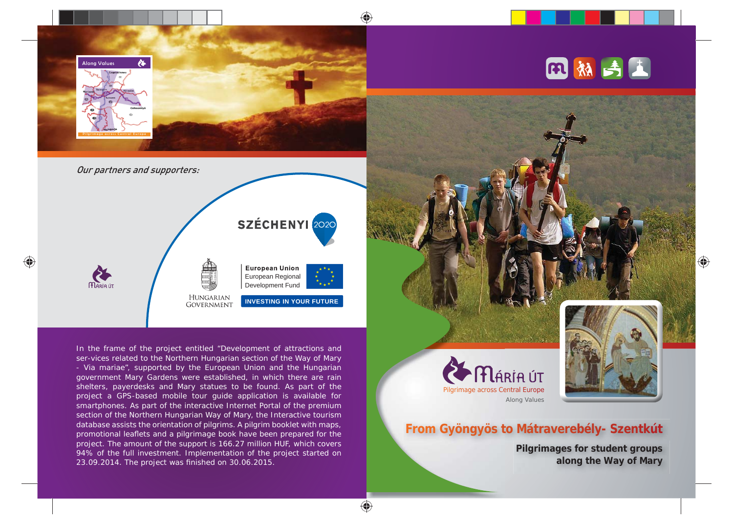Along Values

Pilgrimage across Central Europe

*Our partners and supporters:*

SZÉCHENYI 2020

Mária Út

HUNGARIAN GOVERNMENT

**European Union**
European Regional Development Fund

**INVESTING IN YOUR FUTURE**

In the frame of the project entitled "Development of attractions and ser-vices related to the Northern Hungarian section of the Way of Mary - Via mariae", supported by the European Union and the Hungarian government Mary Gardens were established, in which there are rain shelters, payerdesks and Mary statues to be found. As part of the project a GPS-based mobile tour guide application is available for smartphones. As part of the interactive Internet Portal of the premium section of the Northern Hungarian Way of Mary, the Interactive tourism database assists the orientation of pilgrims. A pilgrim booklet with maps, promotional leaflets and a pilgrimage book have been prepared for the project. The amount of the support is 166.27 million HUF, which covers 94% of the full investment. Implementation of the project started on 23.09.2014. The project was finished on 30.06.2015.

MÁRIA ÚT
Pilgrimage across Central Europe
Along Values

# From Gyöngyös to Mátraverebély- Szentkút

## Pilgrimages for student groups along the Way of Mary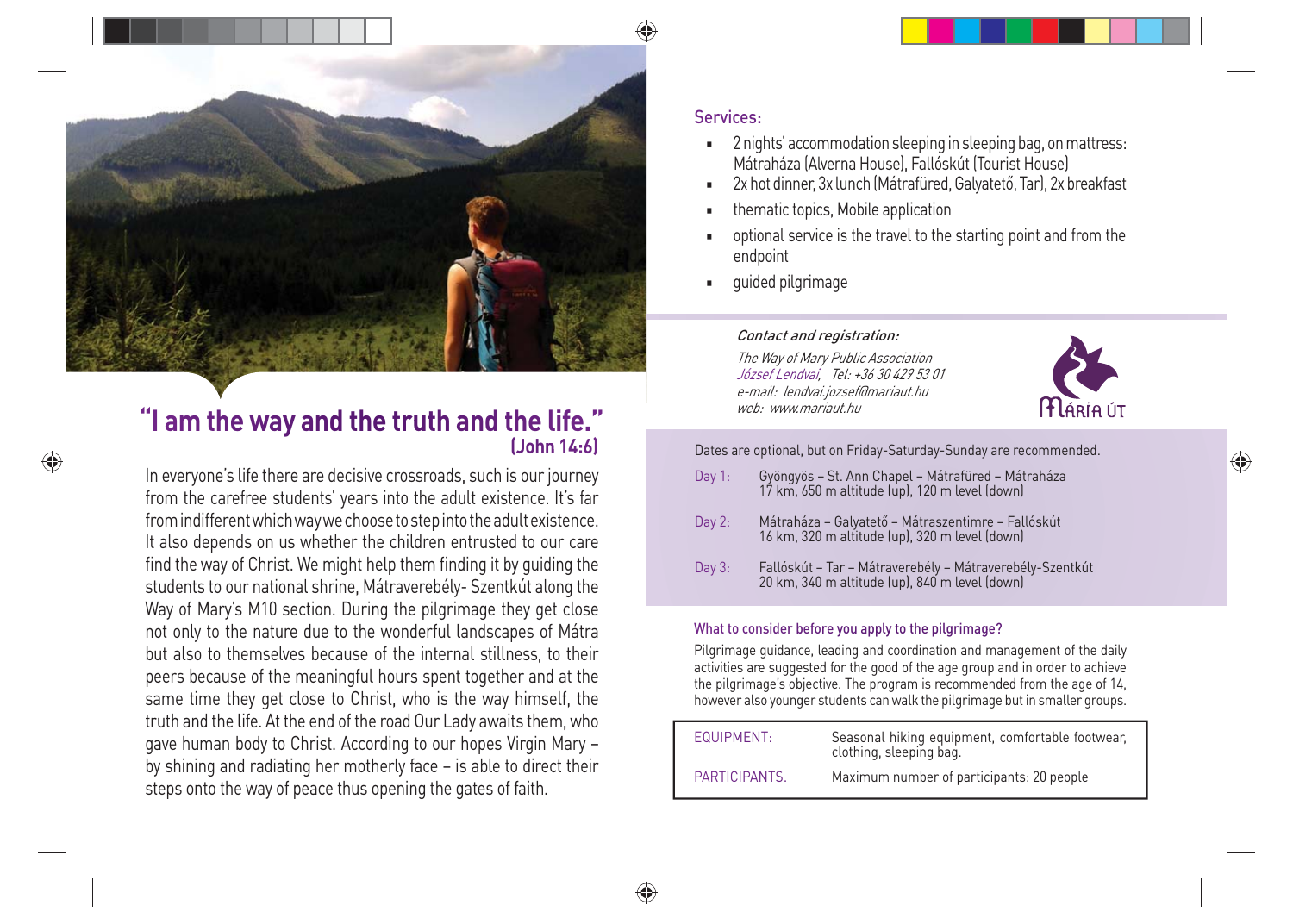## "I am the way and the truth and the life."
**(John 14:6)**

In everyone's life there are decisive crossroads, such is our journey from the carefree students' years into the adult existence. It's far from indifferent which way we choose to step into the adult existence. It also depends on us whether the children entrusted to our care find the way of Christ. We might help them finding it by guiding the students to our national shrine, Mátraverebély- Szentkút along the Way of Mary's M10 section. During the pilgrimage they get close not only to the nature due to the wonderful landscapes of Mátra but also to themselves because of the internal stillness, to their peers because of the meaningful hours spent together and at the same time they get close to Christ, who is the way himself, the truth and the life. At the end of the road Our Lady awaits them, who gave human body to Christ. According to our hopes Virgin Mary – by shining and radiating her motherly face – is able to direct their steps onto the way of peace thus opening the gates of faith.

### Services:

- 2 nights' accommodation sleeping in sleeping bag, on mattress: Mátraháza (Alverna House), Fallóskút (Tourist House)
- 2x hot dinner, 3x lunch (Mátrafüred, Galyatető, Tar), 2x breakfast
- thematic topics, Mobile application
- optional service is the travel to the starting point and from the endpoint
- guided pilgrimage

***Contact and registration:***

*The Way of Mary Public Association*
*József Lendvai, Tel: +36 30 429 53 01*
*e-mail: lendvai.jozsef@mariaut.hu*
*web: www.mariaut.hu*

Mária Út

Dates are optional, but on Friday-Saturday-Sunday are recommended.

| | |
|---|---|
| Day 1: | Gyöngyös – St. Ann Chapel – Mátrafüred – Mátraháza<br>17 km, 650 m altitude (up), 120 m level (down) |
| Day 2: | Mátraháza – Galyatető – Mátraszentimre – Fallóskút<br>16 km, 320 m altitude (up), 320 m level (down) |
| Day 3: | Fallóskút – Tar – Mátraverebély – Mátraverebély-Szentkút<br>20 km, 340 m altitude (up), 840 m level (down) |

### What to consider before you apply to the pilgrimage?

Pilgrimage guidance, leading and coordination and management of the daily activities are suggested for the good of the age group and in order to achieve the pilgrimage's objective. The program is recommended from the age of 14, however also younger students can walk the pilgrimage but in smaller groups.

| | |
|---|---|
| EQUIPMENT: | Seasonal hiking equipment, comfortable footwear, clothing, sleeping bag. |
| PARTICIPANTS: | Maximum number of participants: 20 people |